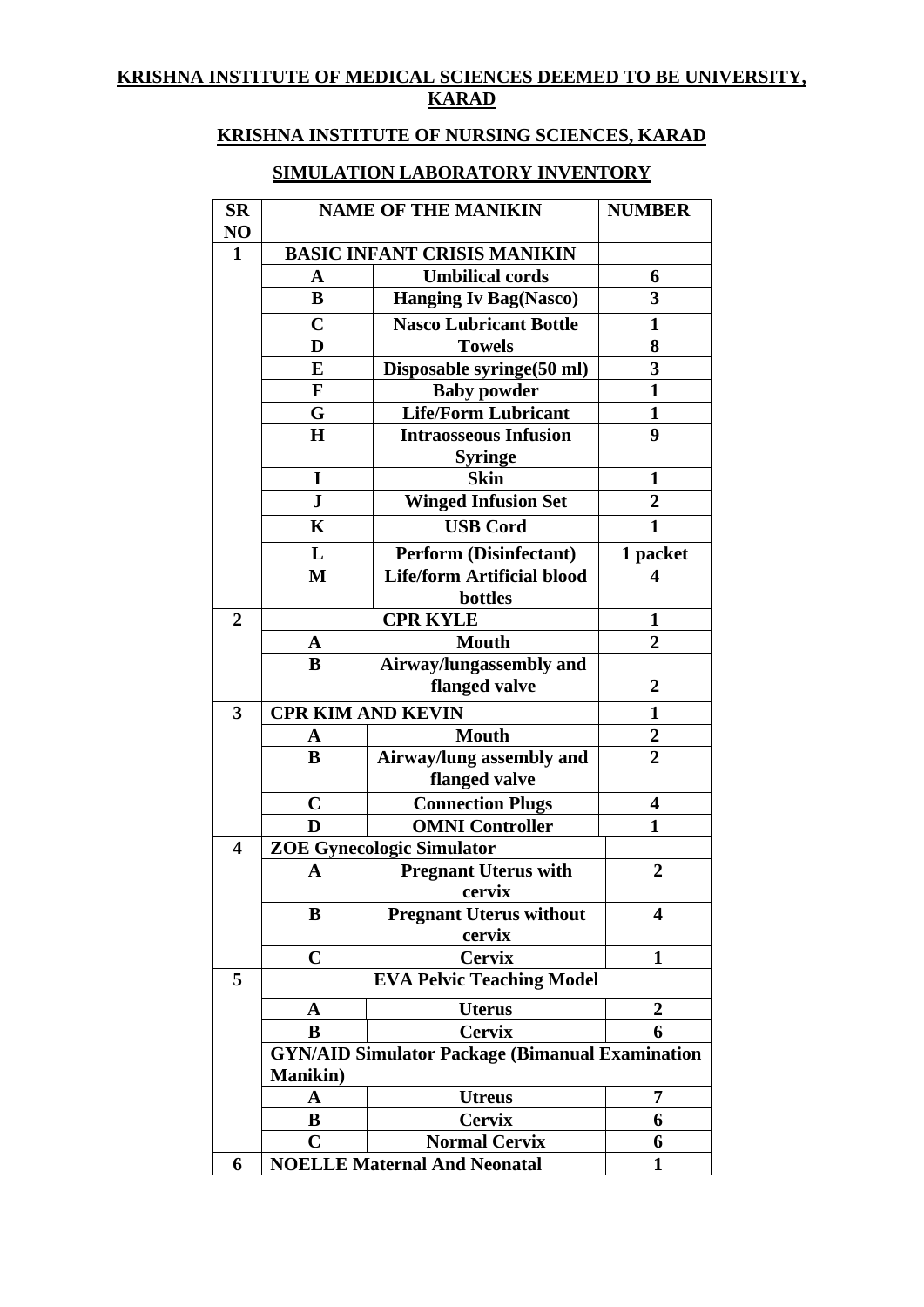**KRISHNA INSTITUTE OF MEDICAL SCIENCES DEEMED TO BE UNIVERSITY, KARAD**

**KRISHNA INSTITUTE OF NURSING SCIENCES, KARAD**

**SIMULATION LABORATORY INVENTORY**

| SR NO | NAME OF THE MANIKIN | | NUMBER |
|---|---|---|---|
| 1 | BASIC INFANT CRISIS MANIKIN | | |
| | A | Umbilical cords | 6 |
| | B | Hanging Iv Bag(Nasco) | 3 |
| | C | Nasco Lubricant Bottle | 1 |
| | D | Towels | 8 |
| | E | Disposable syringe(50 ml) | 3 |
| | F | Baby powder | 1 |
| | G | Life/Form Lubricant | 1 |
| | H | Intraosseous Infusion Syringe | 9 |
| | I | Skin | 1 |
| | J | Winged Infusion Set | 2 |
| | K | USB Cord | 1 |
| | L | Perform (Disinfectant) | 1 packet |
| | M | Life/form Artificial blood bottles | 4 |
| 2 | CPR KYLE | | 1 |
| | A | Mouth | 2 |
| | B | Airway/lungassembly and flanged valve | 2 |
| 3 | CPR KIM AND KEVIN | | 1 |
| | A | Mouth | 2 |
| | B | Airway/lung assembly and flanged valve | 2 |
| | C | Connection Plugs | 4 |
| | D | OMNI Controller | 1 |
| 4 | ZOE Gynecologic Simulator | | |
| | A | Pregnant Uterus with cervix | 2 |
| | B | Pregnant Uterus without cervix | 4 |
| | C | Cervix | 1 |
| 5 | EVA Pelvic Teaching Model | | |
| | A | Uterus | 2 |
| | B | Cervix | 6 |
| | GYN/AID Simulator Package (Bimanual Examination Manikin) | | |
| | A | Utreus | 7 |
| | B | Cervix | 6 |
| | C | Normal Cervix | 6 |
| 6 | NOELLE Maternal And Neonatal | | 1 |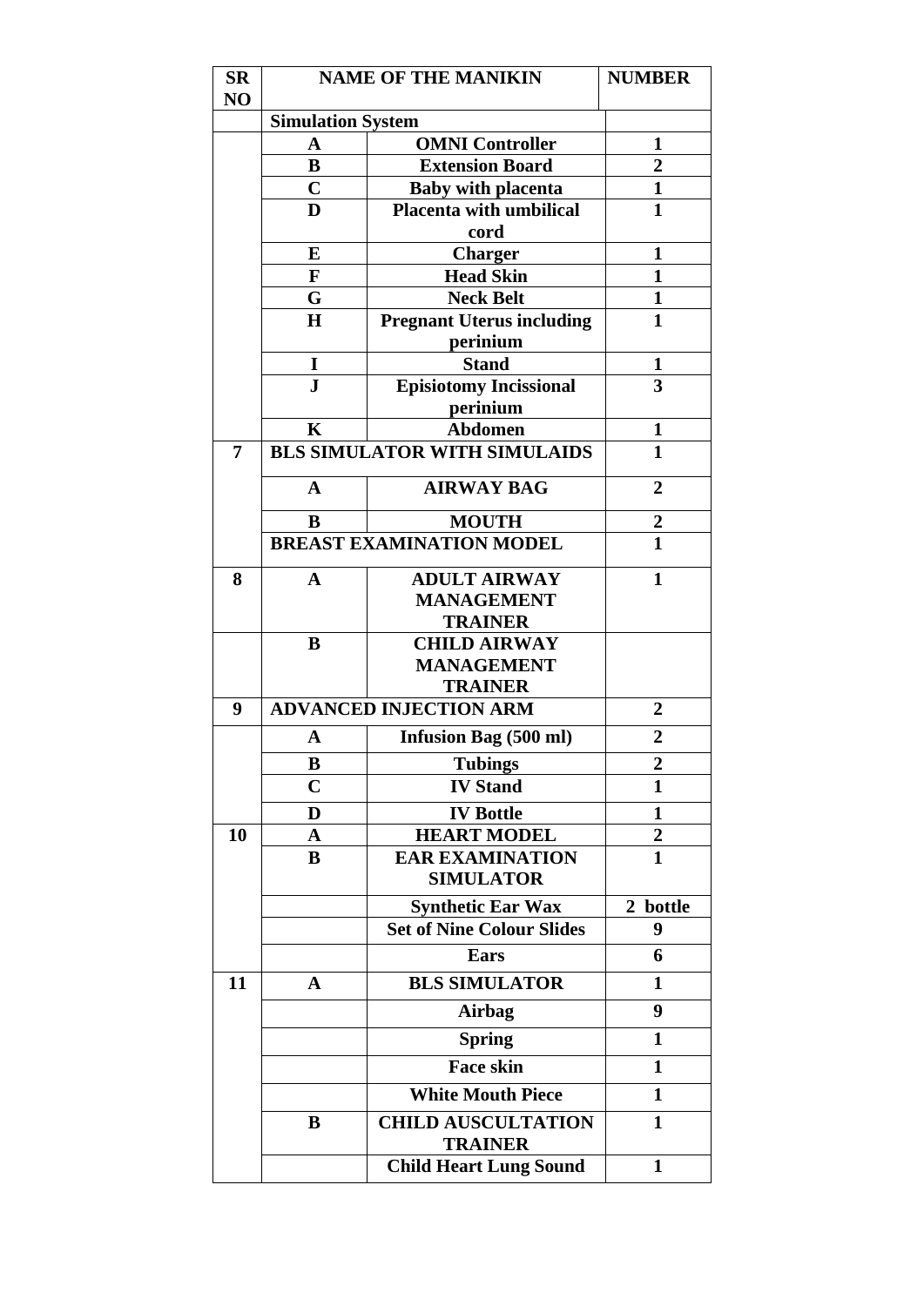| SR NO | NAME OF THE MANIKIN | | NUMBER |
|---|---|---|---|
| | **Simulation System** | | |
| | **A** | **OMNI Controller** | **1** |
| | **B** | **Extension Board** | **2** |
| | **C** | **Baby with placenta** | **1** |
| | **D** | **Placenta with umbilical cord** | **1** |
| | **E** | **Charger** | **1** |
| | **F** | **Head Skin** | **1** |
| | **G** | **Neck Belt** | **1** |
| | **H** | **Pregnant Uterus including perinium** | **1** |
| | **I** | **Stand** | **1** |
| | **J** | **Episiotomy Incissional perinium** | **3** |
| | **K** | **Abdomen** | **1** |
| **7** | **BLS SIMULATOR WITH SIMULAIDS** | | **1** |
| | **A** | **AIRWAY BAG** | **2** |
| | **B** | **MOUTH** | **2** |
| | **BREAST EXAMINATION MODEL** | | **1** |
| **8** | **A** | **ADULT AIRWAY MANAGEMENT TRAINER** | **1** |
| | **B** | **CHILD AIRWAY MANAGEMENT TRAINER** | |
| **9** | **ADVANCED INJECTION ARM** | | **2** |
| | **A** | **Infusion Bag (500 ml)** | **2** |
| | **B** | **Tubings** | **2** |
| | **C** | **IV Stand** | **1** |
| | **D** | **IV Bottle** | **1** |
| **10** | **A** | **HEART MODEL** | **2** |
| | **B** | **EAR EXAMINATION SIMULATOR** | **1** |
| | | **Synthetic Ear Wax** | **2 bottle** |
| | | **Set of Nine Colour Slides** | **9** |
| | | **Ears** | **6** |
| **11** | **A** | **BLS SIMULATOR** | **1** |
| | | **Airbag** | **9** |
| | | **Spring** | **1** |
| | | **Face skin** | **1** |
| | | **White Mouth Piece** | **1** |
| | **B** | **CHILD AUSCULTATION TRAINER** | **1** |
| | | **Child Heart Lung Sound** | **1** |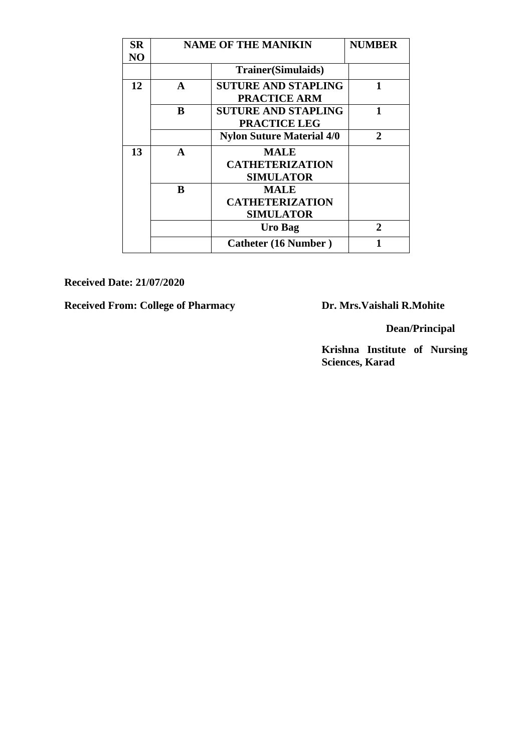| SR NO | NAME OF THE MANIKIN | | NUMBER |
|---|---|---|---|
| | | **Trainer(Simulaids)** | |
| **12** | **A** | **SUTURE AND STAPLING PRACTICE ARM** | **1** |
| | **B** | **SUTURE AND STAPLING PRACTICE LEG** | **1** |
| | | **Nylon Suture Material 4/0** | **2** |
| **13** | **A** | **MALE CATHETERIZATION SIMULATOR** | |
| | **B** | **MALE CATHETERIZATION SIMULATOR** | |
| | | **Uro Bag** | **2** |
| | | **Catheter (16 Number )** | **1** |

**Received Date: 21/07/2020**

**Received From: College of Pharmacy**

**Dr. Mrs.Vaishali R.Mohite**

**Dean/Principal**

**Krishna Institute of Nursing Sciences, Karad**